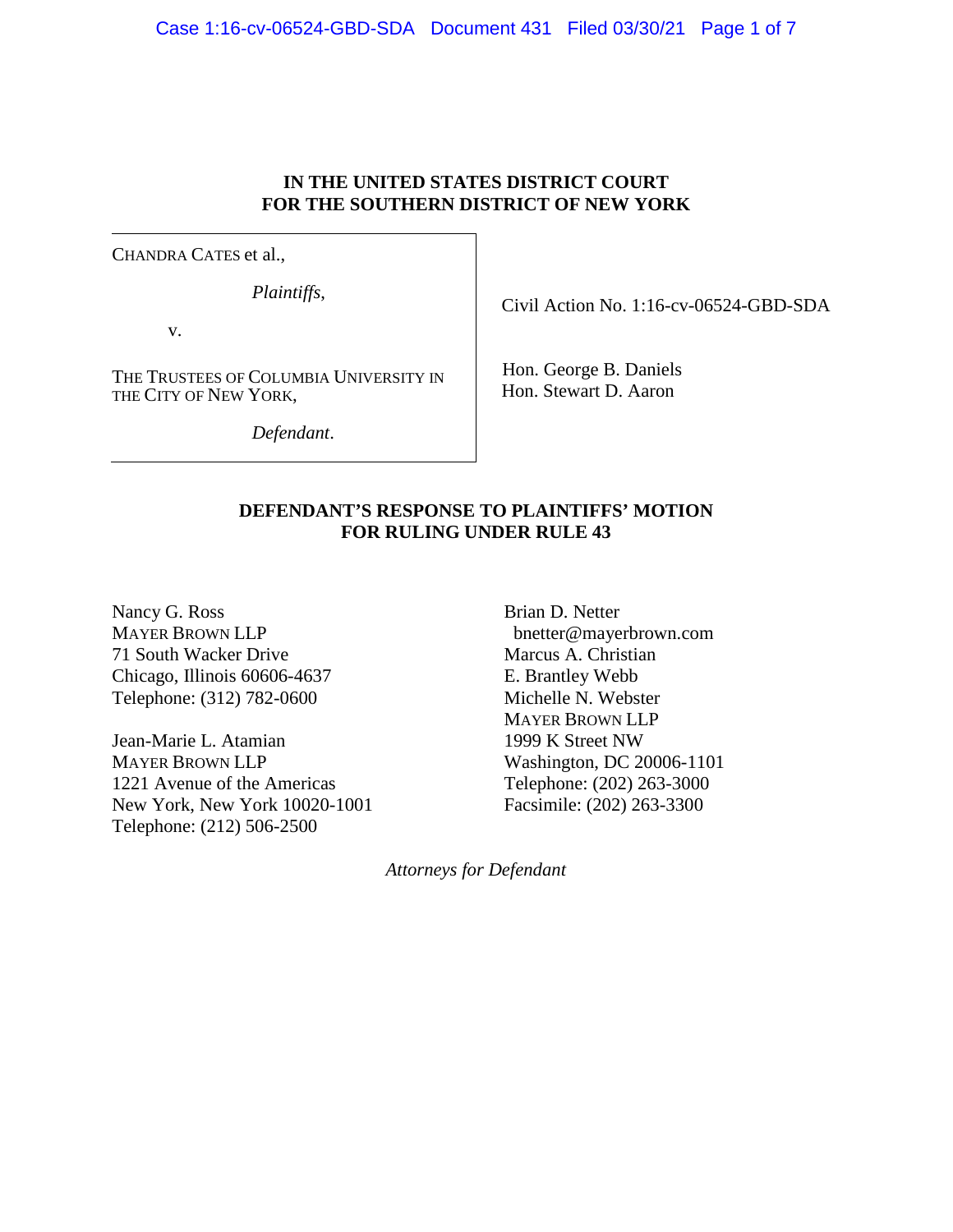**IN THE UNITED STATES DISTRICT COURT**
**FOR THE SOUTHERN DISTRICT OF NEW YORK**

CHANDRA CATES et al.,

*Plaintiffs*,

v.

THE TRUSTEES OF COLUMBIA UNIVERSITY IN THE CITY OF NEW YORK,

*Defendant*.

Civil Action No. 1:16-cv-06524-GBD-SDA

Hon. George B. Daniels
Hon. Stewart D. Aaron

**DEFENDANT'S RESPONSE TO PLAINTIFFS' MOTION FOR RULING UNDER RULE 43**

Nancy G. Ross
MAYER BROWN LLP
71 South Wacker Drive
Chicago, Illinois 60606-4637
Telephone: (312) 782-0600

Jean-Marie L. Atamian
MAYER BROWN LLP
1221 Avenue of the Americas
New York, New York 10020-1001
Telephone: (212) 506-2500

Brian D. Netter
bnetter@mayerbrown.com
Marcus A. Christian
E. Brantley Webb
Michelle N. Webster
MAYER BROWN LLP
1999 K Street NW
Washington, DC 20006-1101
Telephone: (202) 263-3000
Facsimile: (202) 263-3300

*Attorneys for Defendant*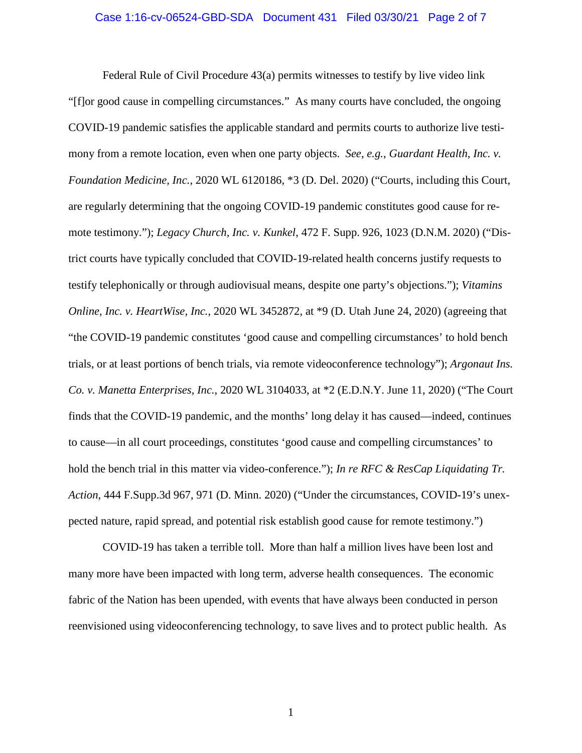Federal Rule of Civil Procedure 43(a) permits witnesses to testify by live video link "[f]or good cause in compelling circumstances." As many courts have concluded, the ongoing COVID-19 pandemic satisfies the applicable standard and permits courts to authorize live testimony from a remote location, even when one party objects. *See, e.g.*, *Guardant Health, Inc. v. Foundation Medicine, Inc.*, 2020 WL 6120186, *3 (D. Del. 2020) ("Courts, including this Court, are regularly determining that the ongoing COVID-19 pandemic constitutes good cause for remote testimony."); *Legacy Church, Inc. v. Kunkel*, 472 F. Supp. 926, 1023 (D.N.M. 2020) ("District courts have typically concluded that COVID-19-related health concerns justify requests to testify telephonically or through audiovisual means, despite one party's objections."); *Vitamins Online, Inc. v. HeartWise, Inc.*, 2020 WL 3452872, at *9 (D. Utah June 24, 2020) (agreeing that "the COVID-19 pandemic constitutes 'good cause and compelling circumstances' to hold bench trials, or at least portions of bench trials, via remote videoconference technology"); *Argonaut Ins. Co. v. Manetta Enterprises, Inc.*, 2020 WL 3104033, at *2 (E.D.N.Y. June 11, 2020) ("The Court finds that the COVID-19 pandemic, and the months' long delay it has caused—indeed, continues to cause—in all court proceedings, constitutes 'good cause and compelling circumstances' to hold the bench trial in this matter via video-conference."); *In re RFC & ResCap Liquidating Tr. Action*, 444 F.Supp.3d 967, 971 (D. Minn. 2020) ("Under the circumstances, COVID-19's unexpected nature, rapid spread, and potential risk establish good cause for remote testimony.")

COVID-19 has taken a terrible toll. More than half a million lives have been lost and many more have been impacted with long term, adverse health consequences. The economic fabric of the Nation has been upended, with events that have always been conducted in person reenvisioned using videoconferencing technology, to save lives and to protect public health. As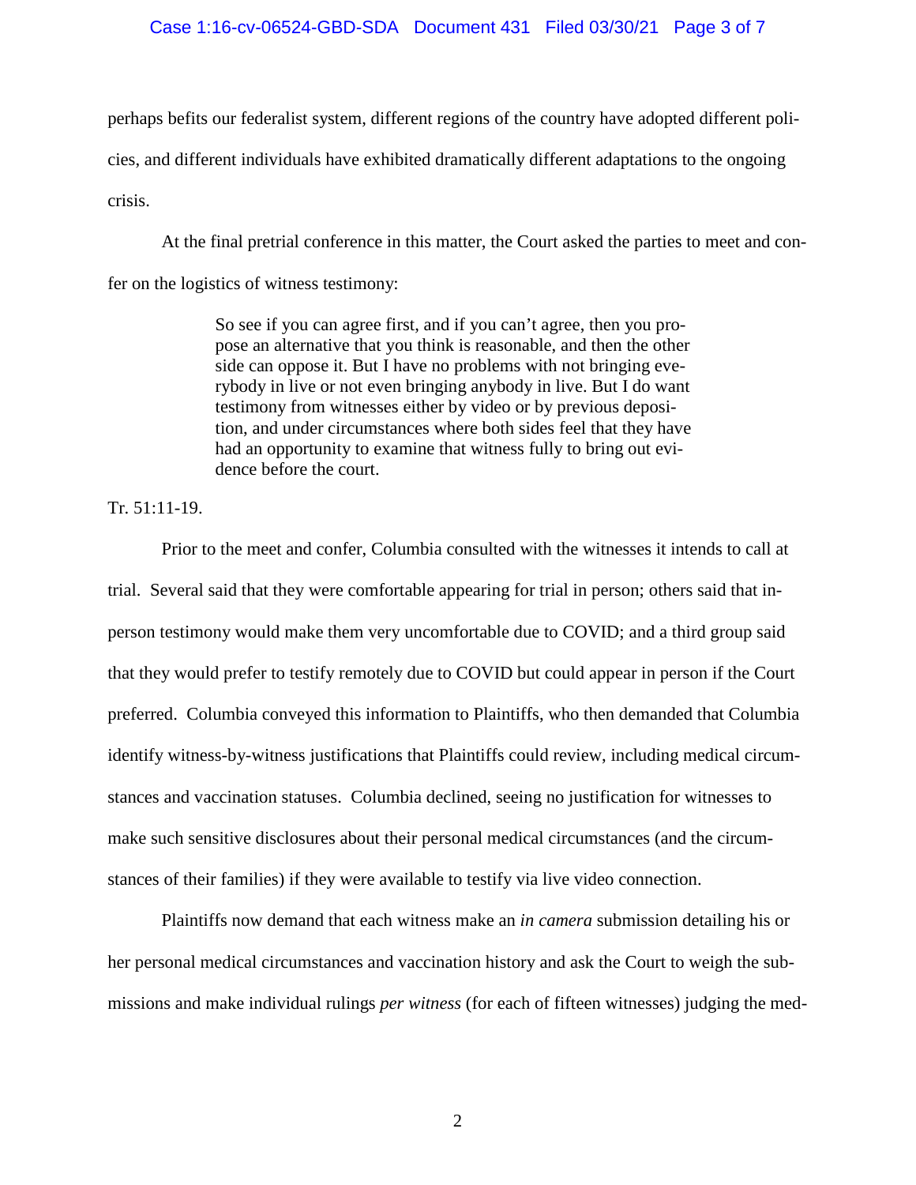perhaps befits our federalist system, different regions of the country have adopted different policies, and different individuals have exhibited dramatically different adaptations to the ongoing crisis.

At the final pretrial conference in this matter, the Court asked the parties to meet and confer on the logistics of witness testimony:

> So see if you can agree first, and if you can't agree, then you propose an alternative that you think is reasonable, and then the other side can oppose it. But I have no problems with not bringing everybody in live or not even bringing anybody in live. But I do want testimony from witnesses either by video or by previous deposition, and under circumstances where both sides feel that they have had an opportunity to examine that witness fully to bring out evidence before the court.

Tr. 51:11-19.

Prior to the meet and confer, Columbia consulted with the witnesses it intends to call at trial. Several said that they were comfortable appearing for trial in person; others said that in-person testimony would make them very uncomfortable due to COVID; and a third group said that they would prefer to testify remotely due to COVID but could appear in person if the Court preferred. Columbia conveyed this information to Plaintiffs, who then demanded that Columbia identify witness-by-witness justifications that Plaintiffs could review, including medical circumstances and vaccination statuses. Columbia declined, seeing no justification for witnesses to make such sensitive disclosures about their personal medical circumstances (and the circumstances of their families) if they were available to testify via live video connection.

Plaintiffs now demand that each witness make an *in camera* submission detailing his or her personal medical circumstances and vaccination history and ask the Court to weigh the submissions and make individual rulings *per witness* (for each of fifteen witnesses) judging the med-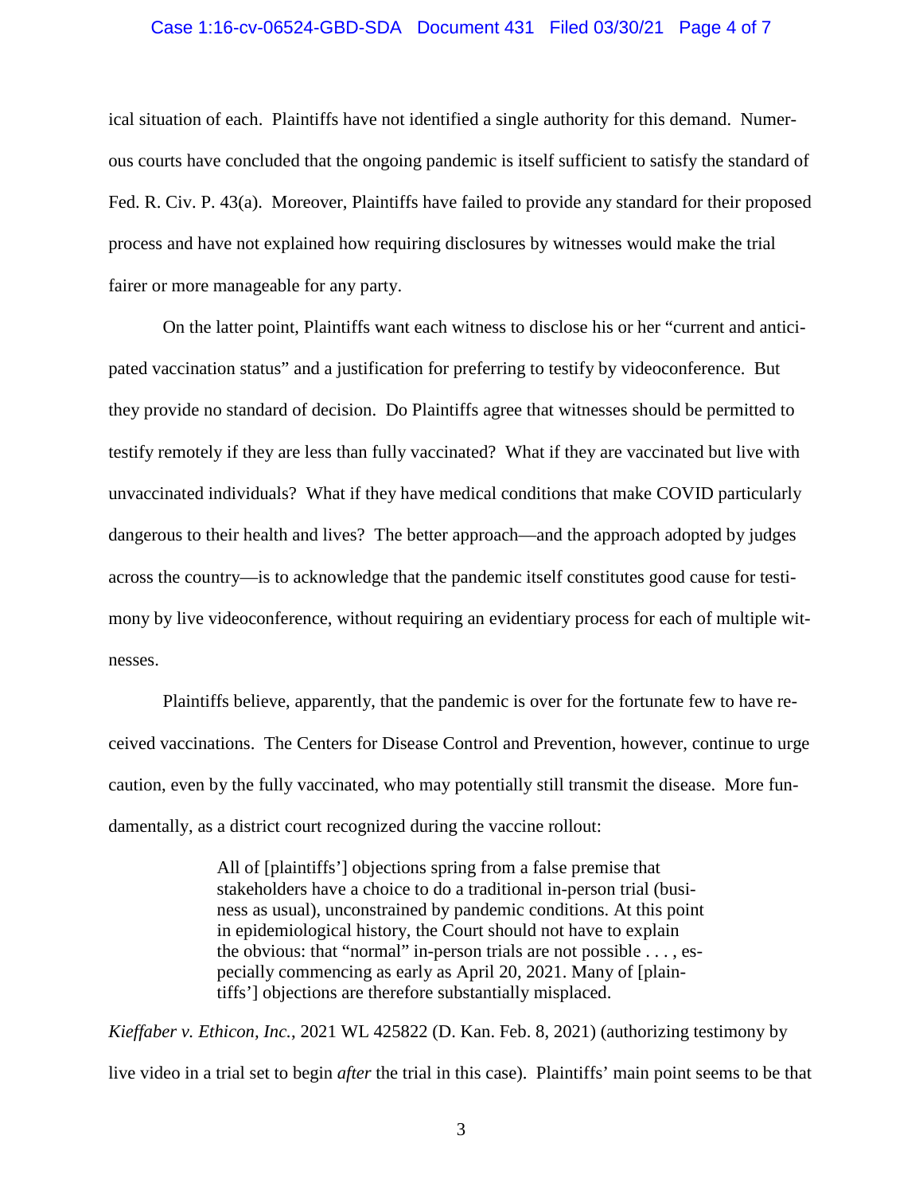ical situation of each. Plaintiffs have not identified a single authority for this demand. Numerous courts have concluded that the ongoing pandemic is itself sufficient to satisfy the standard of Fed. R. Civ. P. 43(a). Moreover, Plaintiffs have failed to provide any standard for their proposed process and have not explained how requiring disclosures by witnesses would make the trial fairer or more manageable for any party.

On the latter point, Plaintiffs want each witness to disclose his or her "current and anticipated vaccination status" and a justification for preferring to testify by videoconference. But they provide no standard of decision. Do Plaintiffs agree that witnesses should be permitted to testify remotely if they are less than fully vaccinated? What if they are vaccinated but live with unvaccinated individuals? What if they have medical conditions that make COVID particularly dangerous to their health and lives? The better approach—and the approach adopted by judges across the country—is to acknowledge that the pandemic itself constitutes good cause for testimony by live videoconference, without requiring an evidentiary process for each of multiple witnesses.

Plaintiffs believe, apparently, that the pandemic is over for the fortunate few to have received vaccinations. The Centers for Disease Control and Prevention, however, continue to urge caution, even by the fully vaccinated, who may potentially still transmit the disease. More fundamentally, as a district court recognized during the vaccine rollout:

> All of [plaintiffs'] objections spring from a false premise that stakeholders have a choice to do a traditional in-person trial (business as usual), unconstrained by pandemic conditions. At this point in epidemiological history, the Court should not have to explain the obvious: that "normal" in-person trials are not possible . . . , especially commencing as early as April 20, 2021. Many of [plaintiffs'] objections are therefore substantially misplaced.

*Kieffaber v. Ethicon, Inc.*, 2021 WL 425822 (D. Kan. Feb. 8, 2021) (authorizing testimony by live video in a trial set to begin *after* the trial in this case). Plaintiffs' main point seems to be that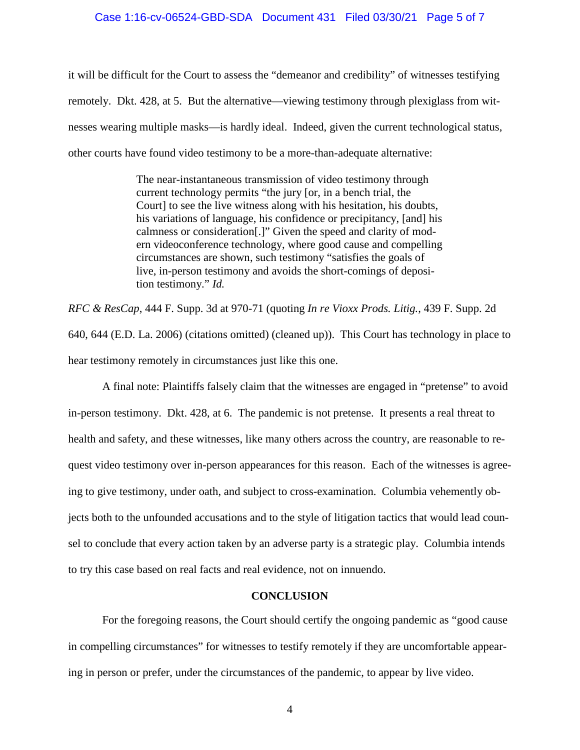it will be difficult for the Court to assess the "demeanor and credibility" of witnesses testifying remotely. Dkt. 428, at 5. But the alternative—viewing testimony through plexiglass from witnesses wearing multiple masks—is hardly ideal. Indeed, given the current technological status, other courts have found video testimony to be a more-than-adequate alternative:

> The near-instantaneous transmission of video testimony through current technology permits "the jury [or, in a bench trial, the Court] to see the live witness along with his hesitation, his doubts, his variations of language, his confidence or precipitancy, [and] his calmness or consideration[.]" Given the speed and clarity of modern videoconference technology, where good cause and compelling circumstances are shown, such testimony "satisfies the goals of live, in-person testimony and avoids the short-comings of deposition testimony." *Id.*

*RFC & ResCap*, 444 F. Supp. 3d at 970-71 (quoting *In re Vioxx Prods. Litig.*, 439 F. Supp. 2d 640, 644 (E.D. La. 2006) (citations omitted) (cleaned up)). This Court has technology in place to hear testimony remotely in circumstances just like this one.

A final note: Plaintiffs falsely claim that the witnesses are engaged in "pretense" to avoid in-person testimony. Dkt. 428, at 6. The pandemic is not pretense. It presents a real threat to health and safety, and these witnesses, like many others across the country, are reasonable to request video testimony over in-person appearances for this reason. Each of the witnesses is agreeing to give testimony, under oath, and subject to cross-examination. Columbia vehemently objects both to the unfounded accusations and to the style of litigation tactics that would lead counsel to conclude that every action taken by an adverse party is a strategic play. Columbia intends to try this case based on real facts and real evidence, not on innuendo.

## CONCLUSION

For the foregoing reasons, the Court should certify the ongoing pandemic as "good cause in compelling circumstances" for witnesses to testify remotely if they are uncomfortable appearing in person or prefer, under the circumstances of the pandemic, to appear by live video.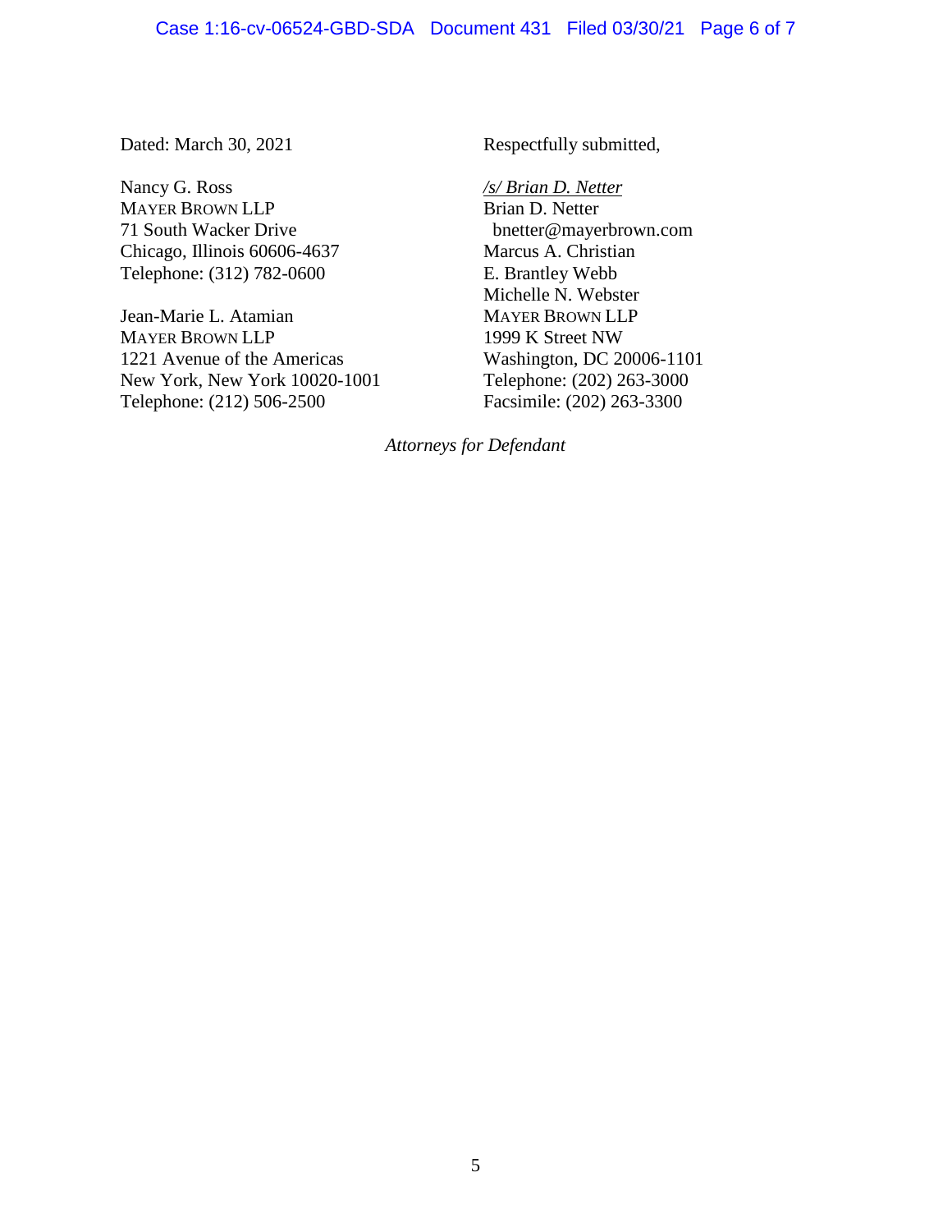Dated: March 30, 2021

Respectfully submitted,

*/s/ Brian D. Netter*
Brian D. Netter
bnetter@mayerbrown.com
Marcus A. Christian
E. Brantley Webb
Michelle N. Webster
MAYER BROWN LLP
1999 K Street NW
Washington, DC 20006-1101
Telephone: (202) 263-3000
Facsimile: (202) 263-3300

Nancy G. Ross
MAYER BROWN LLP
71 South Wacker Drive
Chicago, Illinois 60606-4637
Telephone: (312) 782-0600

Jean-Marie L. Atamian
MAYER BROWN LLP
1221 Avenue of the Americas
New York, New York 10020-1001
Telephone: (212) 506-2500

*Attorneys for Defendant*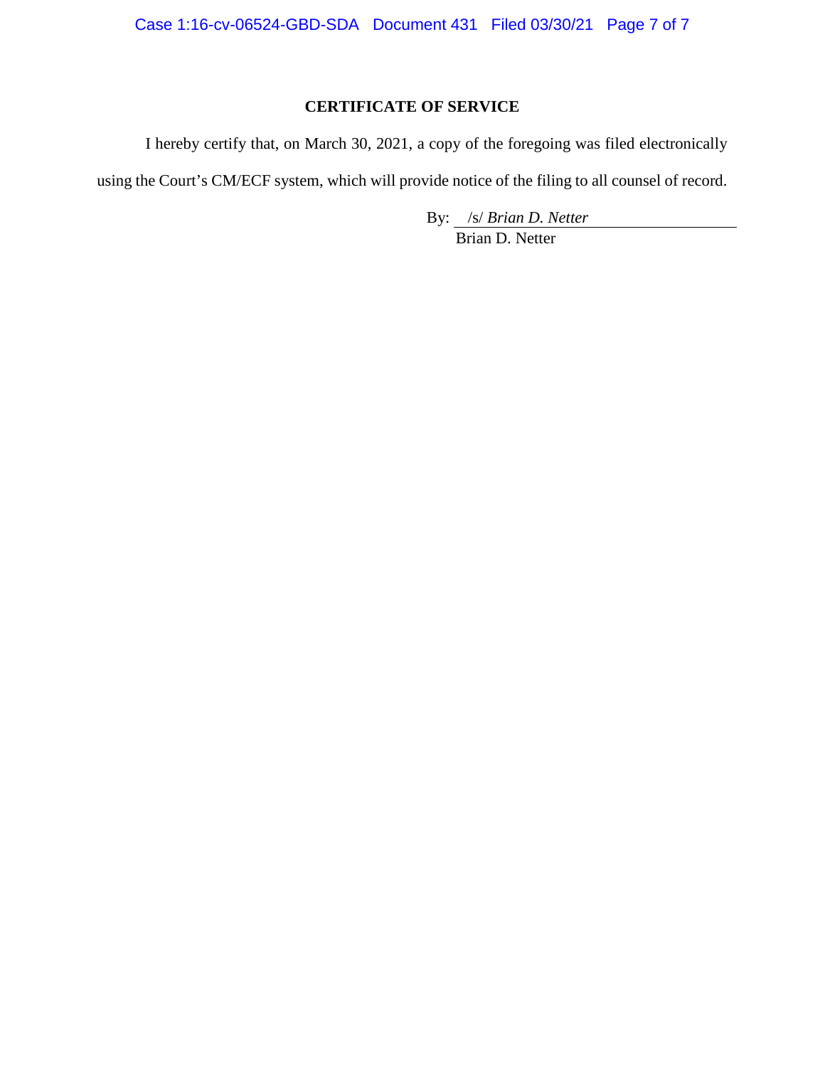## CERTIFICATE OF SERVICE

I hereby certify that, on March 30, 2021, a copy of the foregoing was filed electronically using the Court's CM/ECF system, which will provide notice of the filing to all counsel of record.

By: /s/ *Brian D. Netter*
Brian D. Netter